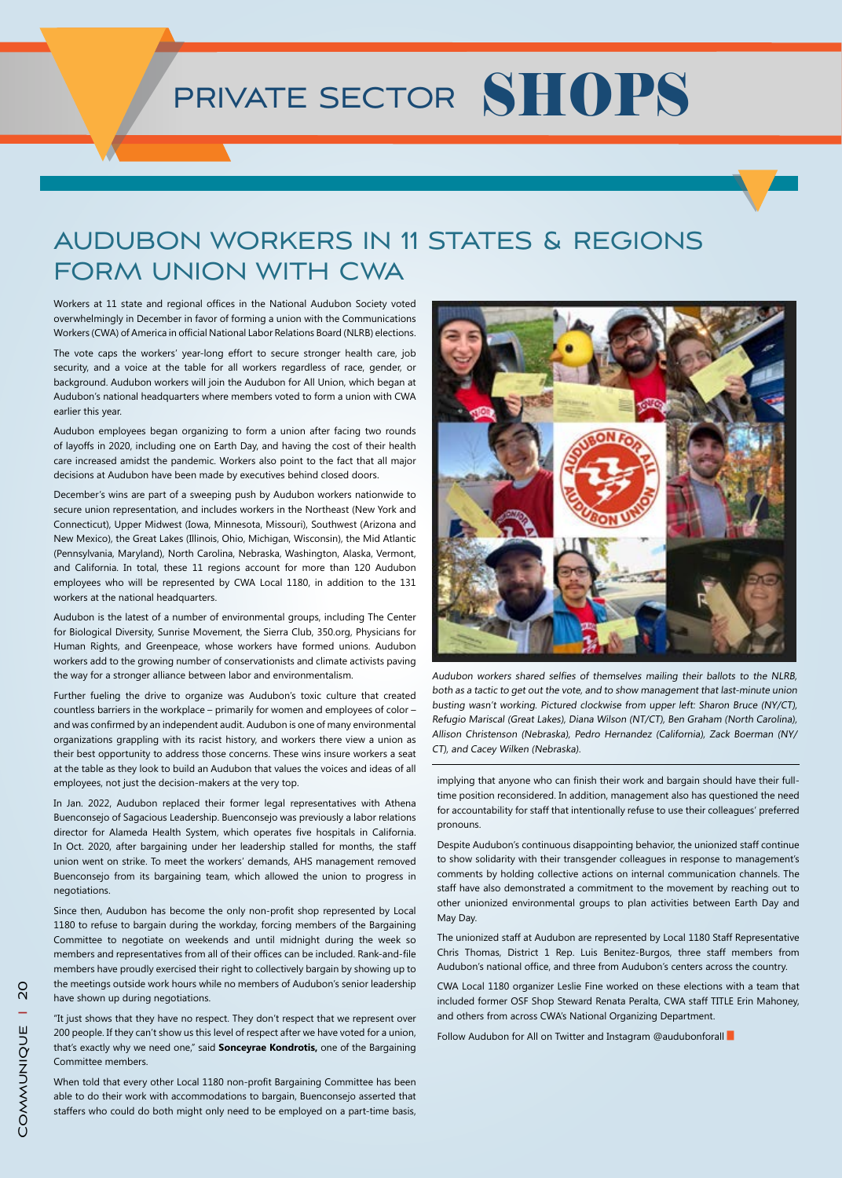# PRIVATE SECTOR SHOPS

## AUDUBON WORKERS IN 11 STATES & REGIONS FORM UNION WITH CWA

Workers at 11 state and regional offices in the National Audubon Society voted overwhelmingly in December in favor of forming a union with the Communications Workers (CWA) of America in official National Labor Relations Board (NLRB) elections.

The vote caps the workers' year-long effort to secure stronger health care, job security, and a voice at the table for all workers regardless of race, gender, or background. Audubon workers will join the Audubon for All Union, which began at Audubon's national headquarters where members voted to form a union with CWA earlier this year.

Audubon employees began organizing to form a union after facing two rounds of layoffs in 2020, including one on Earth Day, and having the cost of their health care increased amidst the pandemic. Workers also point to the fact that all major decisions at Audubon have been made by executives behind closed doors.

December's wins are part of a sweeping push by Audubon workers nationwide to secure union representation, and includes workers in the Northeast (New York and Connecticut), Upper Midwest (Iowa, Minnesota, Missouri), Southwest (Arizona and New Mexico), the Great Lakes (Illinois, Ohio, Michigan, Wisconsin), the Mid Atlantic (Pennsylvania, Maryland), North Carolina, Nebraska, Washington, Alaska, Vermont, and California. In total, these 11 regions account for more than 120 Audubon employees who will be represented by CWA Local 1180, in addition to the 131 workers at the national headquarters.

Audubon is the latest of a number of environmental groups, including The Center for Biological Diversity, Sunrise Movement, the Sierra Club, 350.org, Physicians for Human Rights, and Greenpeace, whose workers have formed unions. Audubon workers add to the growing number of conservationists and climate activists paving the way for a stronger alliance between labor and environmentalism.

Further fueling the drive to organize was Audubon's toxic culture that created countless barriers in the workplace – primarily for women and employees of color – and was confirmed by an independent audit. Audubon is one of many environmental organizations grappling with its racist history, and workers there view a union as their best opportunity to address those concerns. These wins insure workers a seat at the table as they look to build an Audubon that values the voices and ideas of all employees, not just the decision-makers at the very top.

In Jan. 2022, Audubon replaced their former legal representatives with Athena Buenconsejo of Sagacious Leadership. Buenconsejo was previously a labor relations director for Alameda Health System, which operates five hospitals in California. In Oct. 2020, after bargaining under her leadership stalled for months, the staff union went on strike. To meet the workers' demands, AHS management removed Buenconsejo from its bargaining team, which allowed the union to progress in negotiations.

Since then, Audubon has become the only non-profit shop represented by Local 1180 to refuse to bargain during the workday, forcing members of the Bargaining Committee to negotiate on weekends and until midnight during the week so members and representatives from all of their offices can be included. Rank-and-file members have proudly exercised their right to collectively bargain by showing up to the meetings outside work hours while no members of Audubon's senior leadership have shown up during negotiations.

"It just shows that they have no respect. They don't respect that we represent over 200 people. If they can't show us this level of respect after we have voted for a union, that's exactly why we need one," said **Sonceyrae Kondrotis,** one of the Bargaining Committee members.

When told that every other Local 1180 non-profit Bargaining Committee has been able to do their work with accommodations to bargain, Buenconsejo asserted that staffers who could do both might only need to be employed on a part-time basis, implying that anyone who can finish their work and bargain should have their full-time position reconsidered. In addition, management also has questioned the need for accountability for staff that intentionally refuse to use their colleagues' preferred pronouns.

*Audubon workers shared selfies of themselves mailing their ballots to the NLRB, both as a tactic to get out the vote, and to show management that last-minute union busting wasn't working. Pictured clockwise from upper left: Sharon Bruce (NY/CT), Refugio Mariscal (Great Lakes), Diana Wilson (NT/CT), Ben Graham (North Carolina), Allison Christenson (Nebraska), Pedro Hernandez (California), Zack Boerman (NY/CT), and Cacey Wilken (Nebraska).*

Despite Audubon's continuous disappointing behavior, the unionized staff continue to show solidarity with their transgender colleagues in response to management's comments by holding collective actions on internal communication channels. The staff have also demonstrated a commitment to the movement by reaching out to other unionized environmental groups to plan activities between Earth Day and May Day.

The unionized staff at Audubon are represented by Local 1180 Staff Representative Chris Thomas, District 1 Rep. Luis Benitez-Burgos, three staff members from Audubon's national office, and three from Audubon's centers across the country.

CWA Local 1180 organizer Leslie Fine worked on these elections with a team that included former OSF Shop Steward Renata Peralta, CWA staff TITLE Erin Mahoney, and others from across CWA's National Organizing Department.

Follow Audubon for All on Twitter and Instagram @audubonforall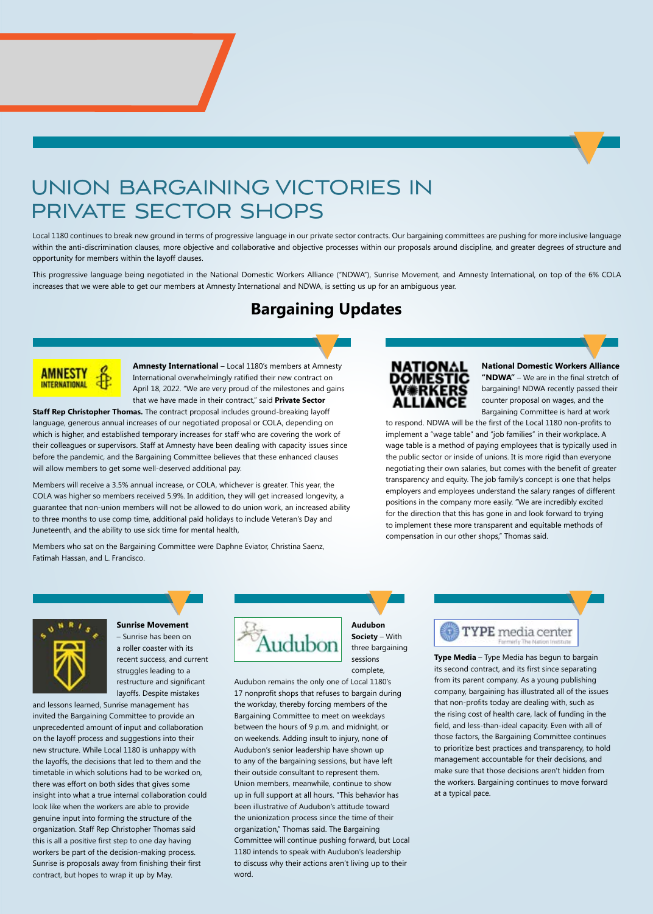# UNION BARGAINING VICTORIES IN PRIVATE SECTOR SHOPS

Local 1180 continues to break new ground in terms of progressive language in our private sector contracts. Our bargaining committees are pushing for more inclusive language within the anti-discrimination clauses, more objective and collaborative and objective processes within our proposals around discipline, and greater degrees of structure and opportunity for members within the layoff clauses.

This progressive language being negotiated in the National Domestic Workers Alliance ("NDWA"), Sunrise Movement, and Amnesty International, on top of the 6% COLA increases that we were able to get our members at Amnesty International and NDWA, is setting us up for an ambiguous year.

## Bargaining Updates

**Amnesty International** – Local 1180's members at Amnesty International overwhelmingly ratified their new contract on April 18, 2022. "We are very proud of the milestones and gains that we have made in their contract," said **Private Sector Staff Rep Christopher Thomas.** The contract proposal includes ground-breaking layoff language, generous annual increases of our negotiated proposal or COLA, depending on which is higher, and established temporary increases for staff who are covering the work of their colleagues or supervisors. Staff at Amnesty have been dealing with capacity issues since before the pandemic, and the Bargaining Committee believes that these enhanced clauses will allow members to get some well-deserved additional pay.

Members will receive a 3.5% annual increase, or COLA, whichever is greater. This year, the COLA was higher so members received 5.9%. In addition, they will get increased longevity, a guarantee that non-union members will not be allowed to do union work, an increased ability to three months to use comp time, additional paid holidays to include Veteran's Day and Juneteenth, and the ability to use sick time for mental health,

Members who sat on the Bargaining Committee were Daphne Eviator, Christina Saenz, Fatimah Hassan, and L. Francisco.

**National Domestic Workers Alliance "NDWA"** – We are in the final stretch of bargaining! NDWA recently passed their counter proposal on wages, and the Bargaining Committee is hard at work to respond. NDWA will be the first of the Local 1180 non-profits to implement a "wage table" and "job families" in their workplace. A wage table is a method of paying employees that is typically used in the public sector or inside of unions. It is more rigid than everyone negotiating their own salaries, but comes with the benefit of greater transparency and equity. The job family's concept is one that helps employers and employees understand the salary ranges of different positions in the company more easily. "We are incredibly excited for the direction that this has gone in and look forward to trying to implement these more transparent and equitable methods of compensation in our other shops," Thomas said.

**Sunrise Movement** – Sunrise has been on a roller coaster with its recent success, and current struggles leading to a restructure and significant layoffs. Despite mistakes and lessons learned, Sunrise management has invited the Bargaining Committee to provide an unprecedented amount of input and collaboration on the layoff process and suggestions into their new structure. While Local 1180 is unhappy with the layoffs, the decisions that led to them and the timetable in which solutions had to be worked on, there was effort on both sides that gives some insight into what a true internal collaboration could look like when the workers are able to provide genuine input into forming the structure of the organization. Staff Rep Christopher Thomas said this is all a positive first step to one day having workers be part of the decision-making process. Sunrise is proposals away from finishing their first contract, but hopes to wrap it up by May.

**Audubon Society** – With three bargaining sessions complete, Audubon remains the only one of Local 1180's 17 nonprofit shops that refuses to bargain during the workday, thereby forcing members of the Bargaining Committee to meet on weekdays between the hours of 9 p.m. and midnight, or on weekends. Adding insult to injury, none of Audubon's senior leadership have shown up to any of the bargaining sessions, but have left their outside consultant to represent them. Union members, meanwhile, continue to show up in full support at all hours. "This behavior has been illustrative of Audubon's attitude toward the unionization process since the time of their organization," Thomas said. The Bargaining Committee will continue pushing forward, but Local 1180 intends to speak with Audubon's leadership to discuss why their actions aren't living up to their word.

**Type Media** – Type Media has begun to bargain its second contract, and its first since separating from its parent company. As a young publishing company, bargaining has illustrated all of the issues that non-profits today are dealing with, such as the rising cost of health care, lack of funding in the field, and less-than-ideal capacity. Even with all of those factors, the Bargaining Committee continues to prioritize best practices and transparency, to hold management accountable for their decisions, and make sure that those decisions aren't hidden from the workers. Bargaining continues to move forward at a typical pace.